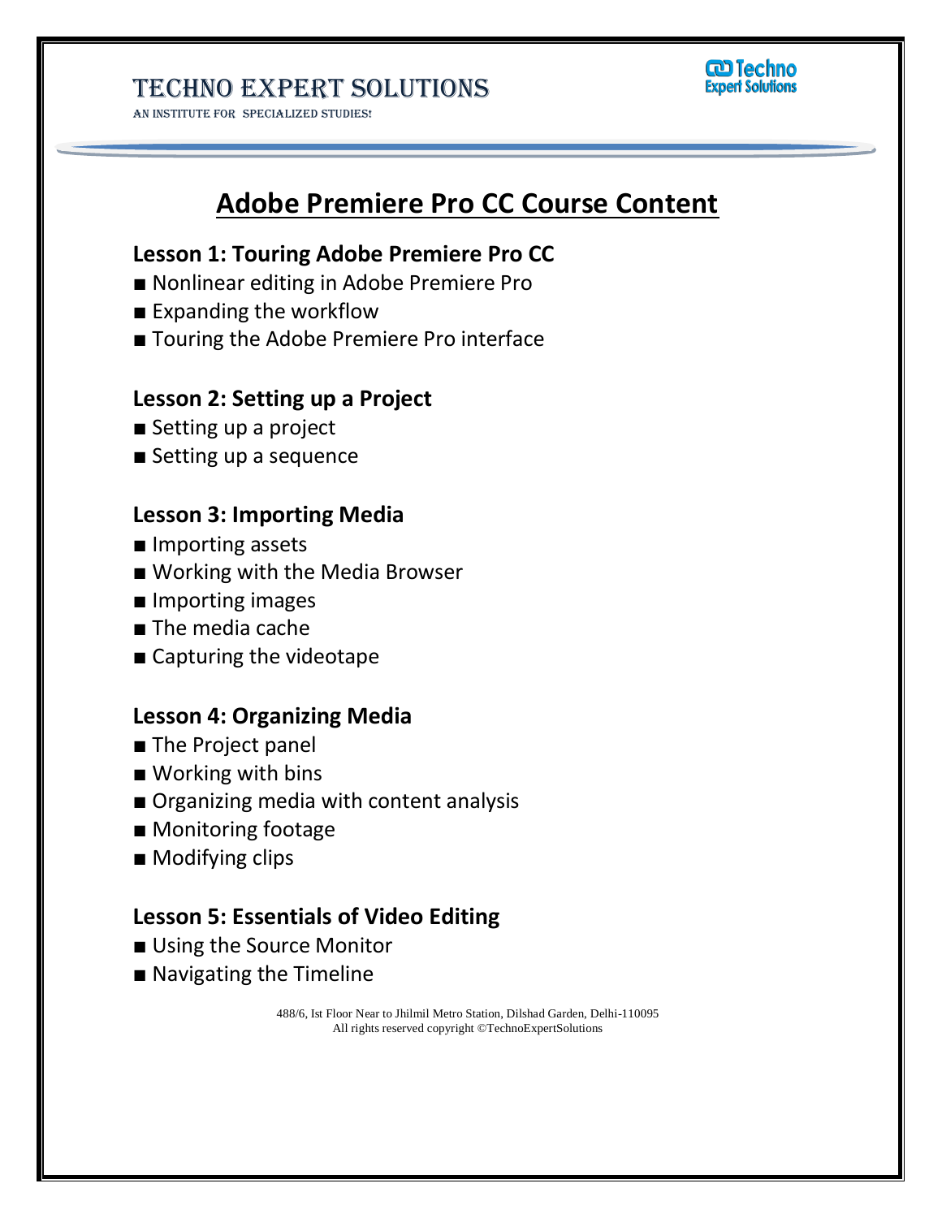# Adobe Premiere Pro CC Course Content

## Lesson 1: Touring Adobe Premiere Pro CC

- ■ Nonlinear editing in Adobe Premiere Pro
- ■ Expanding the workflow
- ■ Touring the Adobe Premiere Pro interface

## Lesson 2: Setting up a Project

- ■ Setting up a project
- ■ Setting up a sequence

## Lesson 3: Importing Media

- ■ Importing assets
- ■ Working with the Media Browser
- ■ Importing images
- ■ The media cache
- ■ Capturing the videotape

## Lesson 4: Organizing Media

- ■ The Project panel
- ■ Working with bins
- ■ Organizing media with content analysis
- ■ Monitoring footage
- ■ Modifying clips

## Lesson 5: Essentials of Video Editing

- ■ Using the Source Monitor
- ■ Navigating the Timeline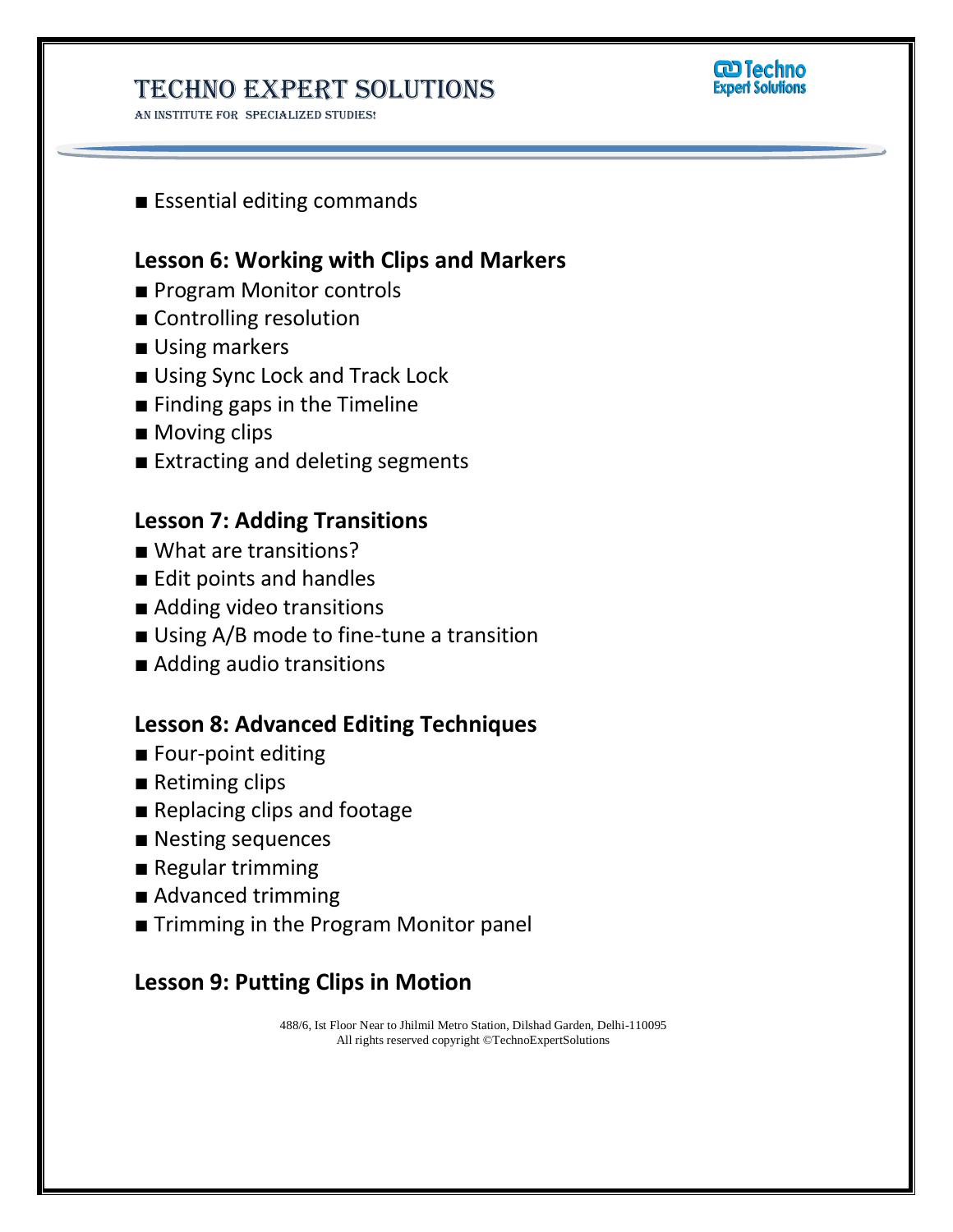■ Essential editing commands

## Lesson 6: Working with Clips and Markers

■ Program Monitor controls
■ Controlling resolution
■ Using markers
■ Using Sync Lock and Track Lock
■ Finding gaps in the Timeline
■ Moving clips
■ Extracting and deleting segments

## Lesson 7: Adding Transitions

■ What are transitions?
■ Edit points and handles
■ Adding video transitions
■ Using A/B mode to fine-tune a transition
■ Adding audio transitions

## Lesson 8: Advanced Editing Techniques

■ Four-point editing
■ Retiming clips
■ Replacing clips and footage
■ Nesting sequences
■ Regular trimming
■ Advanced trimming
■ Trimming in the Program Monitor panel

## Lesson 9: Putting Clips in Motion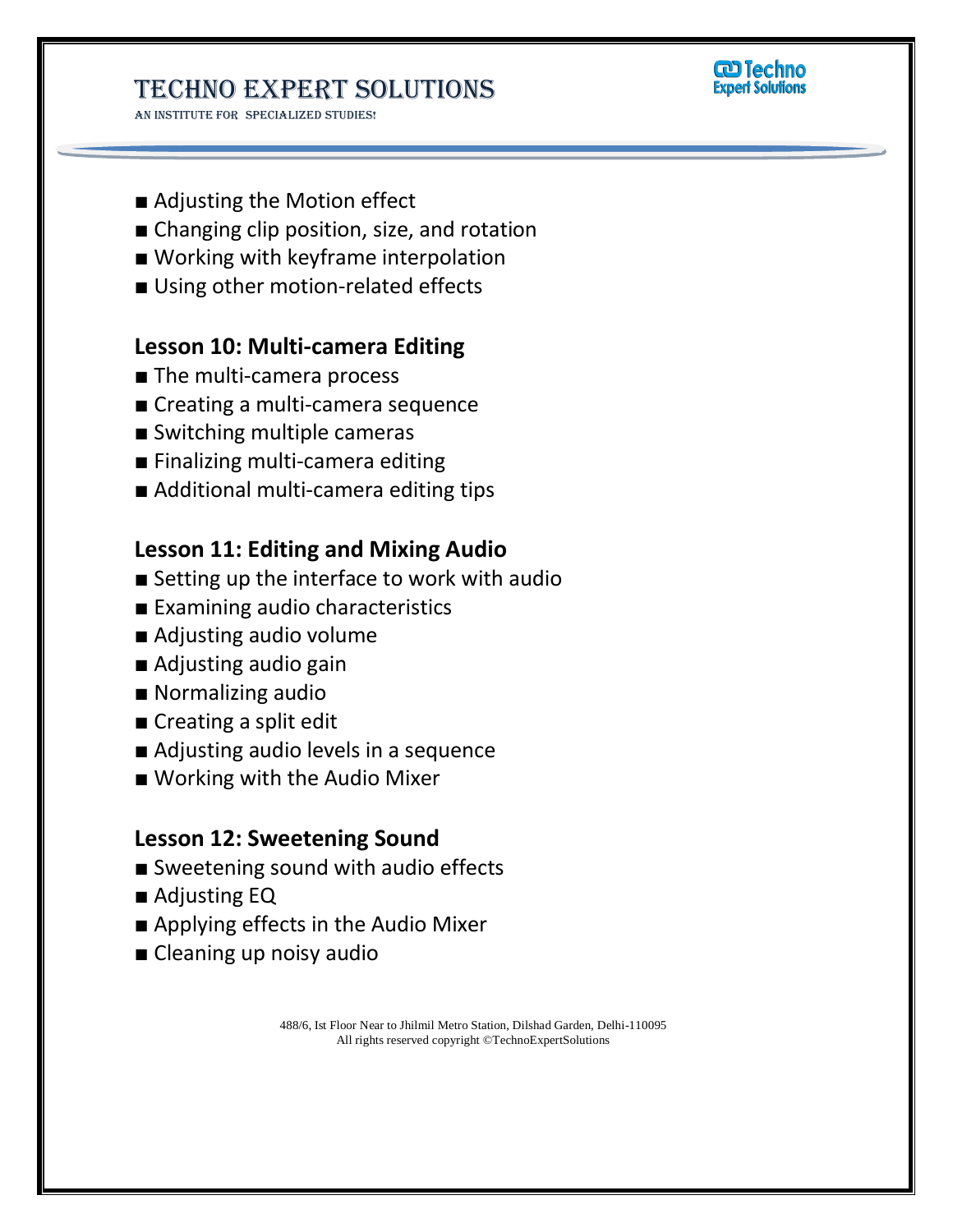■ Adjusting the Motion effect
■ Changing clip position, size, and rotation
■ Working with keyframe interpolation
■ Using other motion-related effects

### Lesson 10: Multi-camera Editing

■ The multi-camera process
■ Creating a multi-camera sequence
■ Switching multiple cameras
■ Finalizing multi-camera editing
■ Additional multi-camera editing tips

### Lesson 11: Editing and Mixing Audio

■ Setting up the interface to work with audio
■ Examining audio characteristics
■ Adjusting audio volume
■ Adjusting audio gain
■ Normalizing audio
■ Creating a split edit
■ Adjusting audio levels in a sequence
■ Working with the Audio Mixer

### Lesson 12: Sweetening Sound

■ Sweetening sound with audio effects
■ Adjusting EQ
■ Applying effects in the Audio Mixer
■ Cleaning up noisy audio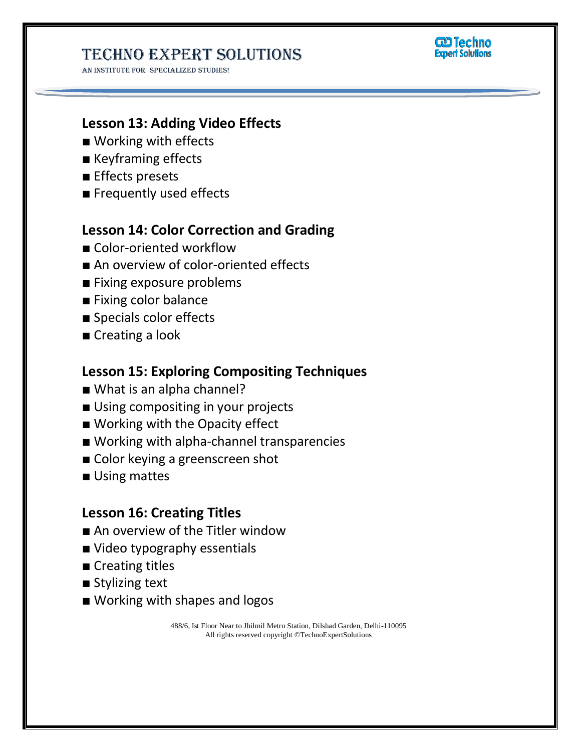## Lesson 13: Adding Video Effects

- ■ Working with effects
- ■ Keyframing effects
- ■ Effects presets
- ■ Frequently used effects

## Lesson 14: Color Correction and Grading

- ■ Color-oriented workflow
- ■ An overview of color-oriented effects
- ■ Fixing exposure problems
- ■ Fixing color balance
- ■ Specials color effects
- ■ Creating a look

## Lesson 15: Exploring Compositing Techniques

- ■ What is an alpha channel?
- ■ Using compositing in your projects
- ■ Working with the Opacity effect
- ■ Working with alpha-channel transparencies
- ■ Color keying a greenscreen shot
- ■ Using mattes

## Lesson 16: Creating Titles

- ■ An overview of the Titler window
- ■ Video typography essentials
- ■ Creating titles
- ■ Stylizing text
- ■ Working with shapes and logos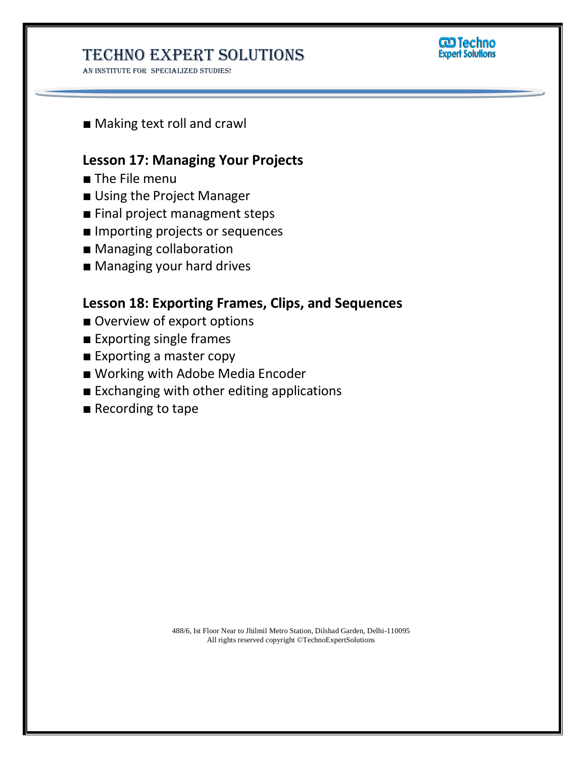■ Making text roll and crawl

## Lesson 17: Managing Your Projects

■ The File menu
■ Using the Project Manager
■ Final project managment steps
■ Importing projects or sequences
■ Managing collaboration
■ Managing your hard drives

## Lesson 18: Exporting Frames, Clips, and Sequences

■ Overview of export options
■ Exporting single frames
■ Exporting a master copy
■ Working with Adobe Media Encoder
■ Exchanging with other editing applications
■ Recording to tape